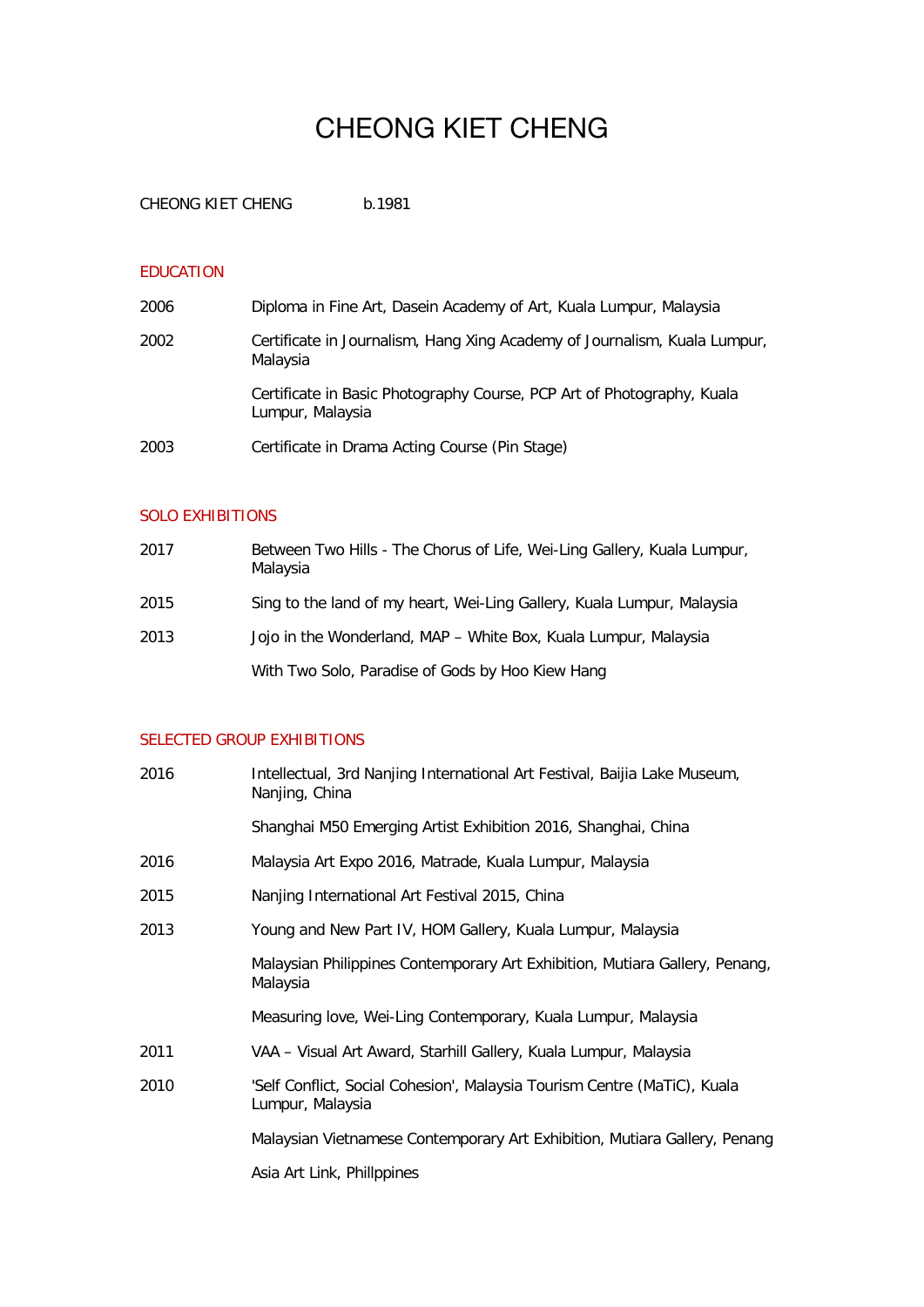# CHEONG KIET CHENG

CHEONG KIET CHENG b.1981

## EDUCATION

2006 Diploma in Fine Art, Dasein Academy of Art, Kuala Lumpur, Malaysia

2002 Certificate in Journalism, Hang Xing Academy of Journalism, Kuala Lumpur, Malaysia

Certificate in Basic Photography Course, PCP Art of Photography, Kuala Lumpur, Malaysia

2003 Certificate in Drama Acting Course (Pin Stage)

## SOLO EXHIBITIONS

2017 Between Two Hills - The Chorus of Life, Wei-Ling Gallery, Kuala Lumpur, Malaysia

2015 Sing to the land of my heart, Wei-Ling Gallery, Kuala Lumpur, Malaysia

2013 Jojo in the Wonderland, MAP – White Box, Kuala Lumpur, Malaysia

With Two Solo, Paradise of Gods by Hoo Kiew Hang

## SELECTED GROUP EXHIBITIONS

2016 Intellectual, 3rd Nanjing International Art Festival, Baijia Lake Museum, Nanjing, China

Shanghai M50 Emerging Artist Exhibition 2016, Shanghai, China

2016 Malaysia Art Expo 2016, Matrade, Kuala Lumpur, Malaysia

2015 Nanjing International Art Festival 2015, China

2013 Young and New Part IV, HOM Gallery, Kuala Lumpur, Malaysia

Malaysian Philippines Contemporary Art Exhibition, Mutiara Gallery, Penang, Malaysia

Measuring love, Wei-Ling Contemporary, Kuala Lumpur, Malaysia

2011 VAA – Visual Art Award, Starhill Gallery, Kuala Lumpur, Malaysia

2010 'Self Conflict, Social Cohesion', Malaysia Tourism Centre (MaTiC), Kuala Lumpur, Malaysia

Malaysian Vietnamese Contemporary Art Exhibition, Mutiara Gallery, Penang

Asia Art Link, Phillppines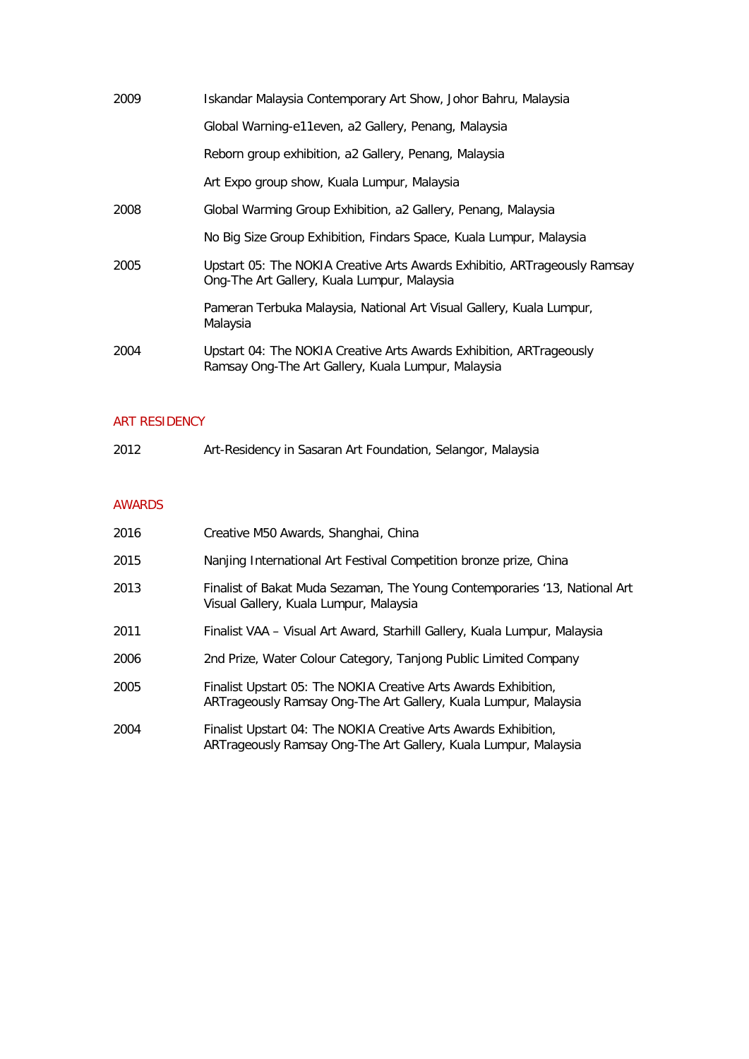| | |
|---|---|
| 2009 | Iskandar Malaysia Contemporary Art Show, Johor Bahru, Malaysia |
| | Global Warning-e11even, a2 Gallery, Penang, Malaysia |
| | Reborn group exhibition, a2 Gallery, Penang, Malaysia |
| | Art Expo group show, Kuala Lumpur, Malaysia |
| 2008 | Global Warming Group Exhibition, a2 Gallery, Penang, Malaysia |
| | No Big Size Group Exhibition, Findars Space, Kuala Lumpur, Malaysia |
| 2005 | Upstart 05: The NOKIA Creative Arts Awards Exhibitio, ARTrageously Ramsay Ong-The Art Gallery, Kuala Lumpur, Malaysia |
| | Pameran Terbuka Malaysia, National Art Visual Gallery, Kuala Lumpur, Malaysia |
| 2004 | Upstart 04: The NOKIA Creative Arts Awards Exhibition, ARTrageously Ramsay Ong-The Art Gallery, Kuala Lumpur, Malaysia |

## ART RESIDENCY

| | |
|---|---|
| 2012 | Art-Residency in Sasaran Art Foundation, Selangor, Malaysia |

## AWARDS

| | |
|---|---|
| 2016 | Creative M50 Awards, Shanghai, China |
| 2015 | Nanjing International Art Festival Competition bronze prize, China |
| 2013 | Finalist of Bakat Muda Sezaman, The Young Contemporaries '13, National Art Visual Gallery, Kuala Lumpur, Malaysia |
| 2011 | Finalist VAA – Visual Art Award, Starhill Gallery, Kuala Lumpur, Malaysia |
| 2006 | 2nd Prize, Water Colour Category, Tanjong Public Limited Company |
| 2005 | Finalist Upstart 05: The NOKIA Creative Arts Awards Exhibition, ARTrageously Ramsay Ong-The Art Gallery, Kuala Lumpur, Malaysia |
| 2004 | Finalist Upstart 04: The NOKIA Creative Arts Awards Exhibition, ARTrageously Ramsay Ong-The Art Gallery, Kuala Lumpur, Malaysia |